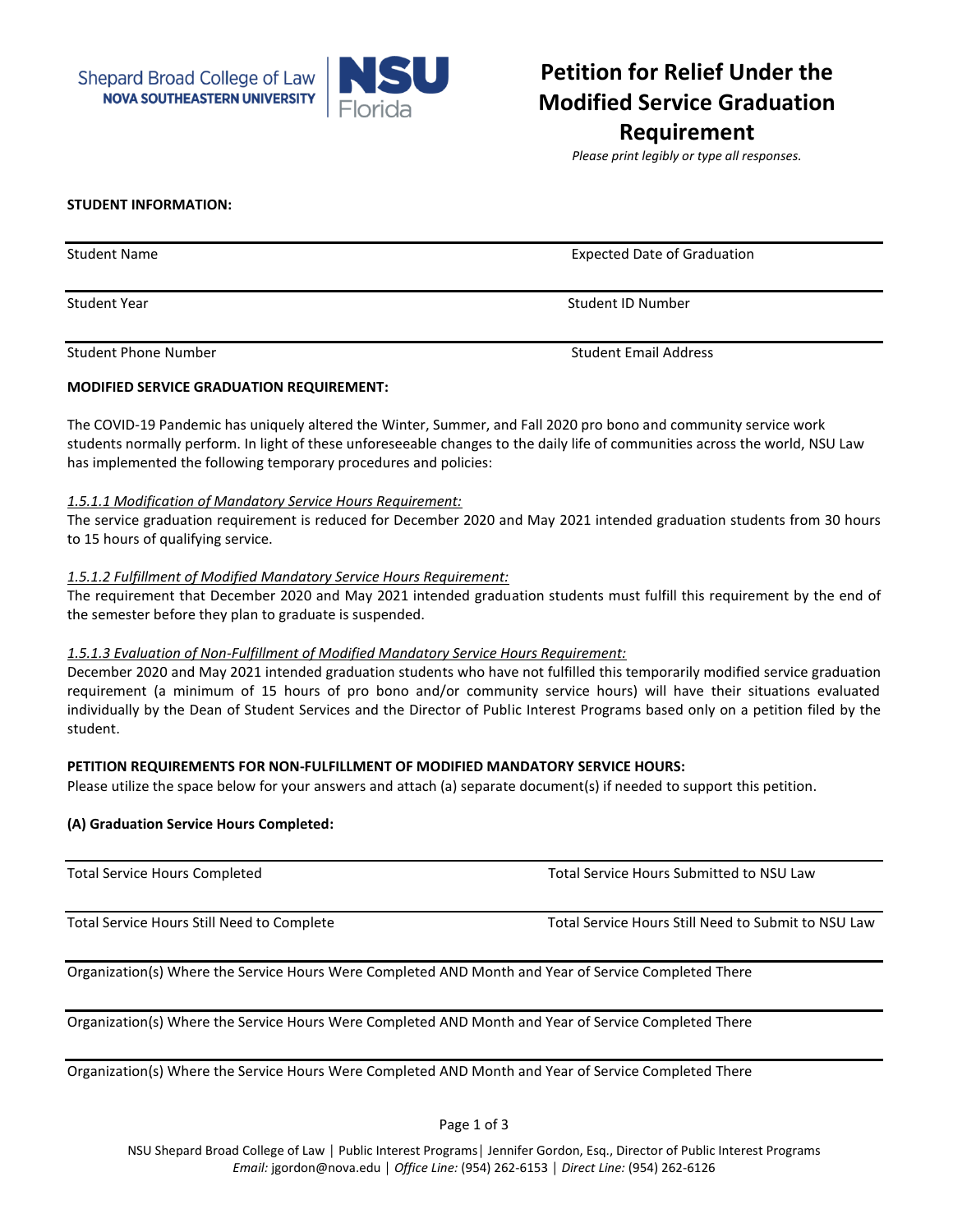Shepard Broad College of Law
NOVA SOUTHEASTERN UNIVERSITY

NSU Florida

# Petition for Relief Under the Modified Service Graduation Requirement

*Please print legibly or type all responses.*

**STUDENT INFORMATION:**

| Student Name | Expected Date of Graduation |
|---|---|
| Student Year | Student ID Number |
| Student Phone Number | Student Email Address |

**MODIFIED SERVICE GRADUATION REQUIREMENT:**

The COVID-19 Pandemic has uniquely altered the Winter, Summer, and Fall 2020 pro bono and community service work students normally perform. In light of these unforeseeable changes to the daily life of communities across the world, NSU Law has implemented the following temporary procedures and policies:

*1.5.1.1 Modification of Mandatory Service Hours Requirement:*
The service graduation requirement is reduced for December 2020 and May 2021 intended graduation students from 30 hours to 15 hours of qualifying service.

*1.5.1.2 Fulfillment of Modified Mandatory Service Hours Requirement:*
The requirement that December 2020 and May 2021 intended graduation students must fulfill this requirement by the end of the semester before they plan to graduate is suspended.

*1.5.1.3 Evaluation of Non-Fulfillment of Modified Mandatory Service Hours Requirement:*
December 2020 and May 2021 intended graduation students who have not fulfilled this temporarily modified service graduation requirement (a minimum of 15 hours of pro bono and/or community service hours) will have their situations evaluated individually by the Dean of Student Services and the Director of Public Interest Programs based only on a petition filed by the student.

**PETITION REQUIREMENTS FOR NON-FULFILLMENT OF MODIFIED MANDATORY SERVICE HOURS:**
Please utilize the space below for your answers and attach (a) separate document(s) if needed to support this petition.

**(A) Graduation Service Hours Completed:**

| Total Service Hours Completed | Total Service Hours Submitted to NSU Law |
|---|---|
| Total Service Hours Still Need to Complete | Total Service Hours Still Need to Submit to NSU Law |

Organization(s) Where the Service Hours Were Completed AND Month and Year of Service Completed There

Organization(s) Where the Service Hours Were Completed AND Month and Year of Service Completed There

Organization(s) Where the Service Hours Were Completed AND Month and Year of Service Completed There

NSU Shepard Broad College of Law | Public Interest Programs | Jennifer Gordon, Esq., Director of Public Interest Programs
*Email:* jgordon@nova.edu | *Office Line:* (954) 262-6153 | *Direct Line:* (954) 262-6126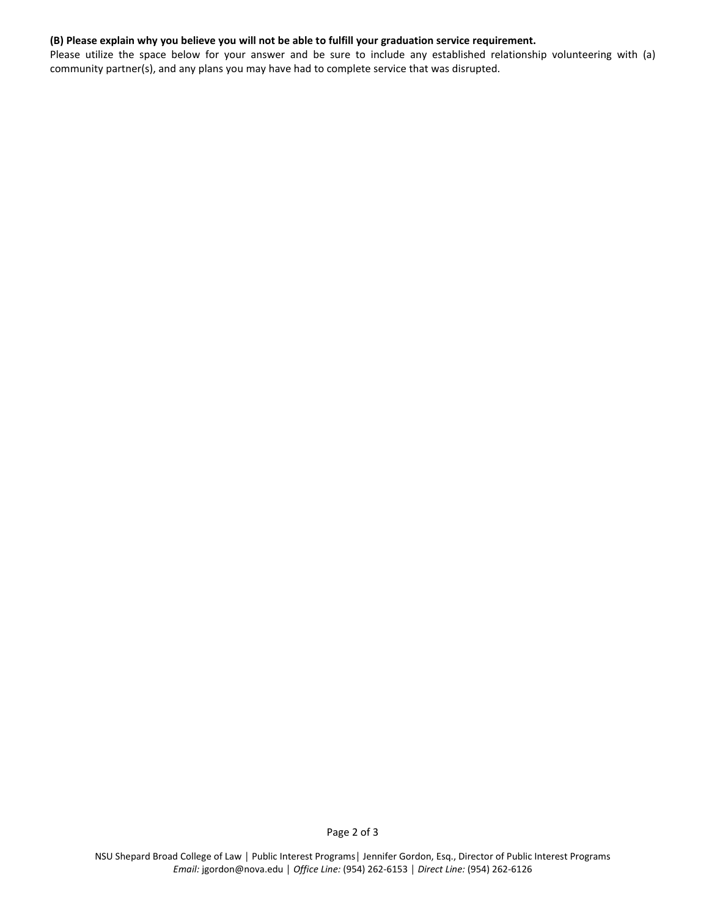**(B) Please explain why you believe you will not be able to fulfill your graduation service requirement.**

Please utilize the space below for your answer and be sure to include any established relationship volunteering with (a) community partner(s), and any plans you may have had to complete service that was disrupted.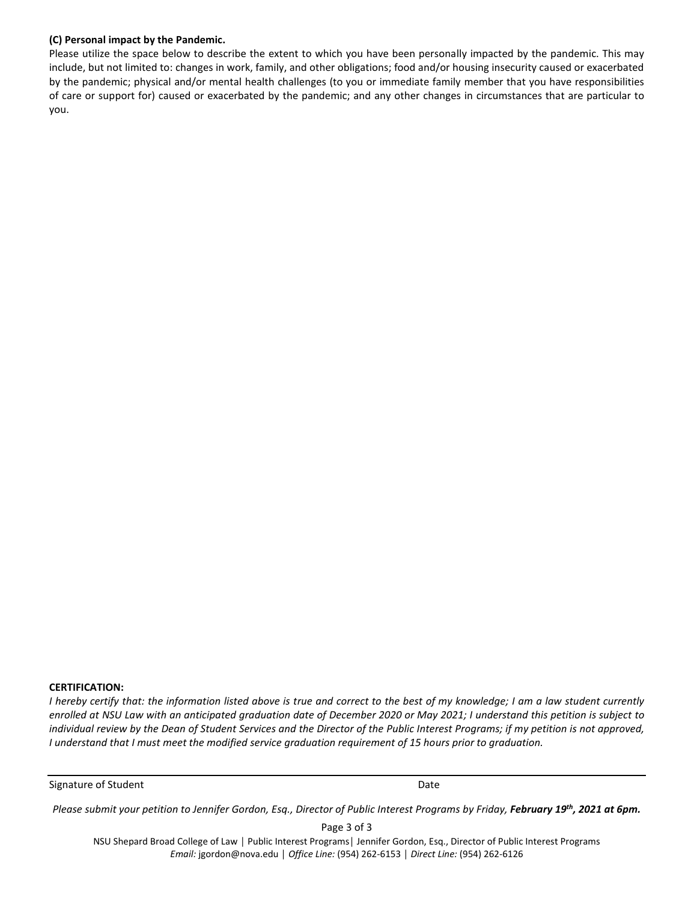**(C) Personal impact by the Pandemic.**

Please utilize the space below to describe the extent to which you have been personally impacted by the pandemic. This may include, but not limited to: changes in work, family, and other obligations; food and/or housing insecurity caused or exacerbated by the pandemic; physical and/or mental health challenges (to you or immediate family member that you have responsibilities of care or support for) caused or exacerbated by the pandemic; and any other changes in circumstances that are particular to you.

**CERTIFICATION:**

*I hereby certify that: the information listed above is true and correct to the best of my knowledge; I am a law student currently enrolled at NSU Law with an anticipated graduation date of December 2020 or May 2021; I understand this petition is subject to individual review by the Dean of Student Services and the Director of the Public Interest Programs; if my petition is not approved, I understand that I must meet the modified service graduation requirement of 15 hours prior to graduation.*

Signature of Student Date

*Please submit your petition to Jennifer Gordon, Esq., Director of Public Interest Programs by Friday,* ***February 19th, 2021 at 6pm.***

NSU Shepard Broad College of Law | Public Interest Programs | Jennifer Gordon, Esq., Director of Public Interest Programs
*Email:* jgordon@nova.edu | *Office Line:* (954) 262-6153 | *Direct Line:* (954) 262-6126